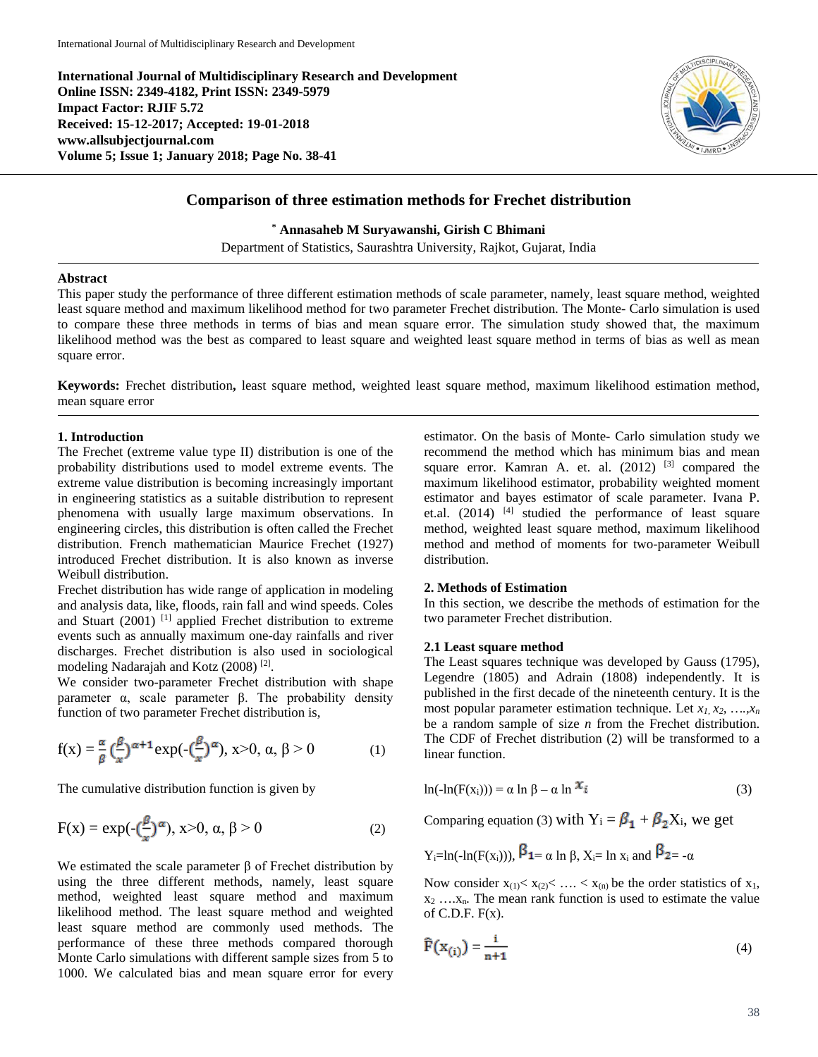**International Journal of Multidisciplinary Research and Development**
**Online ISSN: 2349-4182, Print ISSN: 2349-5979**
**Impact Factor: RJIF 5.72**
**Received: 15-12-2017; Accepted: 19-01-2018**
**www.allsubjectjournal.com**
**Volume 5; Issue 1; January 2018; Page No. 38-41**

# Comparison of three estimation methods for Frechet distribution

**[*] Annasaheb M Suryawanshi, Girish C Bhimani**

Department of Statistics, Saurashtra University, Rajkot, Gujarat, India

### Abstract

This paper study the performance of three different estimation methods of scale parameter, namely, least square method, weighted least square method and maximum likelihood method for two parameter Frechet distribution. The Monte- Carlo simulation is used to compare these three methods in terms of bias and mean square error. The simulation study showed that, the maximum likelihood method was the best as compared to least square and weighted least square method in terms of bias as well as mean square error.

**Keywords:** Frechet distribution**,** least square method, weighted least square method, maximum likelihood estimation method, mean square error

## 1. Introduction

The Frechet (extreme value type II) distribution is one of the probability distributions used to model extreme events. The extreme value distribution is becoming increasingly important in engineering statistics as a suitable distribution to represent phenomena with usually large maximum observations. In engineering circles, this distribution is often called the Frechet distribution. French mathematician Maurice Frechet (1927) introduced Frechet distribution. It is also known as inverse Weibull distribution.

Frechet distribution has wide range of application in modeling and analysis data, like, floods, rain fall and wind speeds. Coles and Stuart (2001) [1] applied Frechet distribution to extreme events such as annually maximum one-day rainfalls and river discharges. Frechet distribution is also used in sociological modeling Nadarajah and Kotz (2008) [2].

We consider two-parameter Frechet distribution with shape parameter α, scale parameter β. The probability density function of two parameter Frechet distribution is,

$$f(x) = \frac{\alpha}{\beta}\left(\frac{\beta}{x}\right)^{\alpha+1}\exp\left(-\left(\frac{\beta}{x}\right)^{\alpha}\right),\ x>0,\ \alpha,\ \beta > 0 \tag{1}$$

The cumulative distribution function is given by

$$F(x) = \exp\left(-\left(\frac{\beta}{x}\right)^{\alpha}\right),\ x>0,\ \alpha,\ \beta > 0 \tag{2}$$

We estimated the scale parameter β of Frechet distribution by using the three different methods, namely, least square method, weighted least square method and maximum likelihood method. The least square method and weighted least square method are commonly used methods. The performance of these three methods compared thorough Monte Carlo simulations with different sample sizes from 5 to 1000. We calculated bias and mean square error for every estimator. On the basis of Monte- Carlo simulation study we recommend the method which has minimum bias and mean square error. Kamran A. et. al. (2012) [3] compared the maximum likelihood estimator, probability weighted moment estimator and bayes estimator of scale parameter. Ivana P. et.al. (2014) [4] studied the performance of least square method, weighted least square method, maximum likelihood method and method of moments for two-parameter Weibull distribution.

## 2. Methods of Estimation

In this section, we describe the methods of estimation for the two parameter Frechet distribution.

### 2.1 Least square method

The Least squares technique was developed by Gauss (1795), Legendre (1805) and Adrain (1808) independently. It is published in the first decade of the nineteenth century. It is the most popular parameter estimation technique. Let $x_1, x_2, \ldots, x_n$ be a random sample of size $n$ from the Frechet distribution. The CDF of Frechet distribution (2) will be transformed to a linear function.

$$\ln(-\ln(F(x_i))) = \alpha \ln \beta - \alpha \ln x_i \tag{3}$$

Comparing equation (3) with $Y_i = \beta_1 + \beta_2 X_i$, we get

$Y_i = \ln(-\ln(F(x_i)))$, $\beta_1 = \alpha \ln \beta$, $X_i = \ln x_i$ and $\beta_2 = -\alpha$

Now consider $x_{(1)} < x_{(2)} < \ldots < x_{(n)}$ be the order statistics of $x_1, x_2 \ldots x_n$. The mean rank function is used to estimate the value of C.D.F. F(x).

$$\hat{F}(x_{(i)}) = \frac{i}{n+1} \tag{4}$$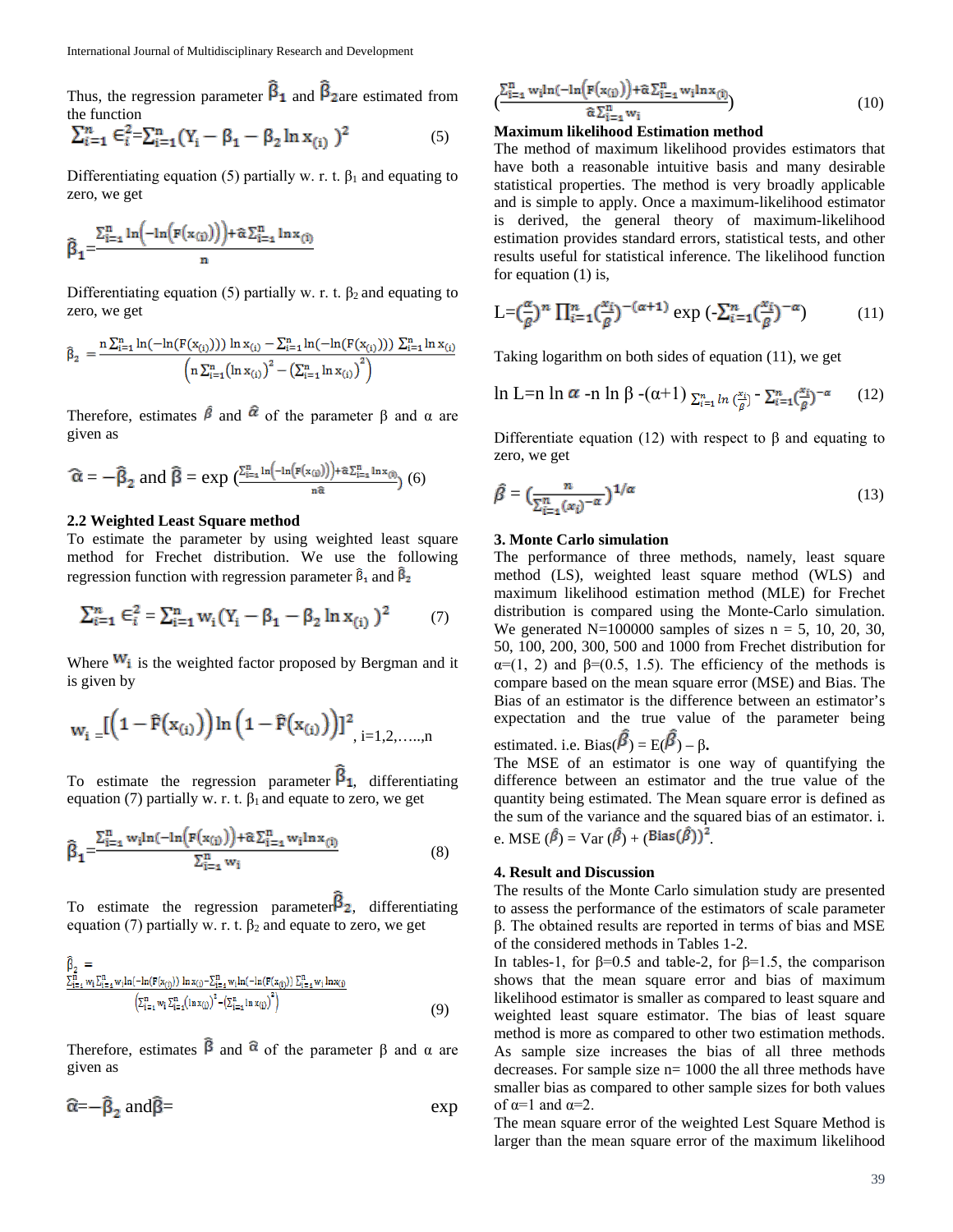Thus, the regression parameter $\hat{\beta}_1$ and $\hat{\beta}_2$ are estimated from the function

$$\sum_{i=1}^{n} \epsilon_i^2 = \sum_{i=1}^{n} (Y_i - \beta_1 - \beta_2 \ln x_{(i)})^2 \quad (5)$$

Differentiating equation (5) partially w. r. t. $\beta_1$ and equating to zero, we get

$$\hat{\beta}_1 = \frac{\sum_{i=1}^{n} \ln\left(-\ln\left(F(x_{(i)})\right)\right) + \hat{\alpha} \sum_{i=1}^{n} \ln x_{(i)}}{n}$$

Differentiating equation (5) partially w. r. t. $\beta_2$ and equating to zero, we get

$$\hat{\beta}_2 = \frac{n \sum_{i=1}^{n} \ln(-\ln(F(x_{(i)}))) \ln x_{(i)} - \sum_{i=1}^{n} \ln(-\ln(F(x_{(i)}))) \sum_{i=1}^{n} \ln x_{(i)}}{\left(n \sum_{i=1}^{n} (\ln x_{(i)})^2 - \left(\sum_{i=1}^{n} \ln x_{(i)}\right)^2\right)}$$

Therefore, estimates $\hat{\beta}$ and $\hat{\alpha}$ of the parameter β and α are given as

$$\hat{\alpha} = -\hat{\beta}_2 \text{ and } \hat{\beta} = \exp\left(\frac{\sum_{i=1}^{n} \ln\left(-\ln\left(F(x_{(i)})\right)\right) + \hat{\alpha} \sum_{i=1}^{n} \ln x_{(i)}}{n\hat{\alpha}}\right) \quad (6)$$

### 2.2 Weighted Least Square method

To estimate the parameter by using weighted least square method for Frechet distribution. We use the following regression function with regression parameter $\hat{\beta}_1$ and $\hat{\beta}_2$

$$\sum_{i=1}^{n} \epsilon_i^2 = \sum_{i=1}^{n} w_i (Y_i - \beta_1 - \beta_2 \ln x_{(i)})^2 \quad (7)$$

Where $w_i$ is the weighted factor proposed by Bergman and it is given by

$$w_i = \left[\left(1 - \hat{F}(x_{(i)})\right) \ln\left(1 - \hat{F}(x_{(i)})\right)\right]^2, \ i=1,2,\ldots,n$$

To estimate the regression parameter $\hat{\beta}_1$, differentiating equation (7) partially w. r. t. $\beta_1$ and equate to zero, we get

$$\hat{\beta}_1 = \frac{\sum_{i=1}^{n} w_i \ln\left(-\ln\left(F(x_{(i)})\right)\right) + \hat{\alpha} \sum_{i=1}^{n} w_i \ln x_{(i)}}{\sum_{i=1}^{n} w_i} \quad (8)$$

To estimate the regression parameter $\hat{\beta}_2$, differentiating equation (7) partially w. r. t. $\beta_2$ and equate to zero, we get

$$\hat{\beta}_2 = \frac{\sum_{i=1}^{n} w_i \sum_{i=1}^{n} w_i \ln(-\ln(F(x_{(i)}))) \ln x_{(i)} - \sum_{i=1}^{n} w_i \ln(-\ln(F(x_{(i)}))) \sum_{i=1}^{n} w_i \ln x_{(i)}}{\left(\sum_{i=1}^{n} w_i \sum_{i=1}^{n} (\ln x_{(i)})^2 - \left(\sum_{i=1}^{n} \ln x_{(i)}\right)^2\right)} \quad (9)$$

Therefore, estimates $\hat{\beta}$ and $\hat{\alpha}$ of the parameter β and α are given as

$$\hat{\alpha} = -\hat{\beta}_2 \text{ and } \hat{\beta} = \exp\left(\frac{\sum_{i=1}^{n} w_i \ln\left(-\ln\left(F(x_{(i)})\right)\right) + \hat{\alpha} \sum_{i=1}^{n} w_i \ln x_{(i)}}{\hat{\alpha} \sum_{i=1}^{n} w_i}\right) \quad (10)$$

### Maximum likelihood Estimation method

The method of maximum likelihood provides estimators that have both a reasonable intuitive basis and many desirable statistical properties. The method is very broadly applicable and is simple to apply. Once a maximum-likelihood estimator is derived, the general theory of maximum-likelihood estimation provides standard errors, statistical tests, and other results useful for statistical inference. The likelihood function for equation (1) is,

$$L = \left(\frac{\alpha}{\beta}\right)^n \prod_{i=1}^{n} \left(\frac{x_i}{\beta}\right)^{-(\alpha+1)} \exp\left(-\sum_{i=1}^{n} \left(\frac{x_i}{\beta}\right)^{-\alpha}\right) \quad (11)$$

Taking logarithm on both sides of equation (11), we get

$$\ln L = n \ln \alpha - n \ln \beta - (\alpha+1) \sum_{i=1}^{n} \ln\left(\frac{x_i}{\beta}\right) - \sum_{i=1}^{n} \left(\frac{x_i}{\beta}\right)^{-\alpha} \quad (12)$$

Differentiate equation (12) with respect to β and equating to zero, we get

$$\hat{\beta} = \left(\frac{n}{\sum_{i=1}^{n} (x_i)^{-\alpha}}\right)^{1/\alpha} \quad (13)$$

## 3. Monte Carlo simulation

The performance of three methods, namely, least square method (LS), weighted least square method (WLS) and maximum likelihood estimation method (MLE) for Frechet distribution is compared using the Monte-Carlo simulation. We generated N=100000 samples of sizes n = 5, 10, 20, 30, 50, 100, 200, 300, 500 and 1000 from Frechet distribution for α=(1, 2) and β=(0.5, 1.5). The efficiency of the methods is compare based on the mean square error (MSE) and Bias. The Bias of an estimator is the difference between an estimator's expectation and the true value of the parameter being estimated. i.e. Bias($\hat{\beta}$) = E($\hat{\beta}$) – β.

The MSE of an estimator is one way of quantifying the difference between an estimator and the true value of the quantity being estimated. The Mean square error is defined as the sum of the variance and the squared bias of an estimator. i. e. MSE ($\hat{\beta}$) = Var ($\hat{\beta}$) + $(\text{Bias}(\hat{\beta}))^2$.

## 4. Result and Discussion

The results of the Monte Carlo simulation study are presented to assess the performance of the estimators of scale parameter β. The obtained results are reported in terms of bias and MSE of the considered methods in Tables 1-2.

In tables-1, for β=0.5 and table-2, for β=1.5, the comparison shows that the mean square error and bias of maximum likelihood estimator is smaller as compared to least square and weighted least square estimator. The bias of least square method is more as compared to other two estimation methods. As sample size increases the bias of all three methods decreases. For sample size n= 1000 the all three methods have smaller bias as compared to other sample sizes for both values of α=1 and α=2.

The mean square error of the weighted Lest Square Method is larger than the mean square error of the maximum likelihood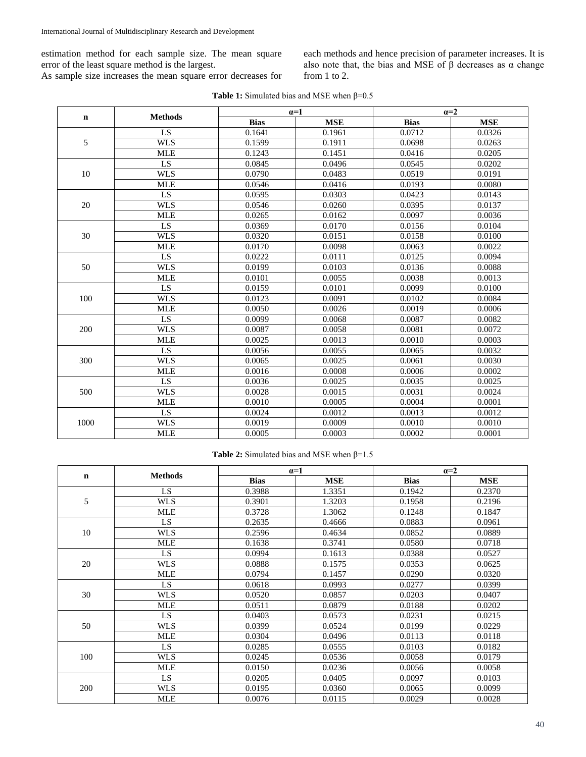estimation method for each sample size. The mean square error of the least square method is the largest.

As sample size increases the mean square error decreases for each methods and hence precision of parameter increases. It is also note that, the bias and MSE of β decreases as α change from 1 to 2.

**Table 1:** Simulated bias and MSE when β=0.5

| n | Methods | α=1 | | α=2 | |
|---|---|---|---|---|---|
| | | Bias | MSE | Bias | MSE |
| 5 | LS | 0.1641 | 0.1961 | 0.0712 | 0.0326 |
| | WLS | 0.1599 | 0.1911 | 0.0698 | 0.0263 |
| | MLE | 0.1243 | 0.1451 | 0.0416 | 0.0205 |
| 10 | LS | 0.0845 | 0.0496 | 0.0545 | 0.0202 |
| | WLS | 0.0790 | 0.0483 | 0.0519 | 0.0191 |
| | MLE | 0.0546 | 0.0416 | 0.0193 | 0.0080 |
| 20 | LS | 0.0595 | 0.0303 | 0.0423 | 0.0143 |
| | WLS | 0.0546 | 0.0260 | 0.0395 | 0.0137 |
| | MLE | 0.0265 | 0.0162 | 0.0097 | 0.0036 |
| 30 | LS | 0.0369 | 0.0170 | 0.0156 | 0.0104 |
| | WLS | 0.0320 | 0.0151 | 0.0158 | 0.0100 |
| | MLE | 0.0170 | 0.0098 | 0.0063 | 0.0022 |
| 50 | LS | 0.0222 | 0.0111 | 0.0125 | 0.0094 |
| | WLS | 0.0199 | 0.0103 | 0.0136 | 0.0088 |
| | MLE | 0.0101 | 0.0055 | 0.0038 | 0.0013 |
| 100 | LS | 0.0159 | 0.0101 | 0.0099 | 0.0100 |
| | WLS | 0.0123 | 0.0091 | 0.0102 | 0.0084 |
| | MLE | 0.0050 | 0.0026 | 0.0019 | 0.0006 |
| 200 | LS | 0.0099 | 0.0068 | 0.0087 | 0.0082 |
| | WLS | 0.0087 | 0.0058 | 0.0081 | 0.0072 |
| | MLE | 0.0025 | 0.0013 | 0.0010 | 0.0003 |
| 300 | LS | 0.0056 | 0.0055 | 0.0065 | 0.0032 |
| | WLS | 0.0065 | 0.0025 | 0.0061 | 0.0030 |
| | MLE | 0.0016 | 0.0008 | 0.0006 | 0.0002 |
| 500 | LS | 0.0036 | 0.0025 | 0.0035 | 0.0025 |
| | WLS | 0.0028 | 0.0015 | 0.0031 | 0.0024 |
| | MLE | 0.0010 | 0.0005 | 0.0004 | 0.0001 |
| 1000 | LS | 0.0024 | 0.0012 | 0.0013 | 0.0012 |
| | WLS | 0.0019 | 0.0009 | 0.0010 | 0.0010 |
| | MLE | 0.0005 | 0.0003 | 0.0002 | 0.0001 |

**Table 2:** Simulated bias and MSE when β=1.5

| n | Methods | α=1 | | α=2 | |
|---|---|---|---|---|---|
| | | Bias | MSE | Bias | MSE |
| 5 | LS | 0.3988 | 1.3351 | 0.1942 | 0.2370 |
| | WLS | 0.3901 | 1.3203 | 0.1958 | 0.2196 |
| | MLE | 0.3728 | 1.3062 | 0.1248 | 0.1847 |
| 10 | LS | 0.2635 | 0.4666 | 0.0883 | 0.0961 |
| | WLS | 0.2596 | 0.4634 | 0.0852 | 0.0889 |
| | MLE | 0.1638 | 0.3741 | 0.0580 | 0.0718 |
| 20 | LS | 0.0994 | 0.1613 | 0.0388 | 0.0527 |
| | WLS | 0.0888 | 0.1575 | 0.0353 | 0.0625 |
| | MLE | 0.0794 | 0.1457 | 0.0290 | 0.0320 |
| 30 | LS | 0.0618 | 0.0993 | 0.0277 | 0.0399 |
| | WLS | 0.0520 | 0.0857 | 0.0203 | 0.0407 |
| | MLE | 0.0511 | 0.0879 | 0.0188 | 0.0202 |
| 50 | LS | 0.0403 | 0.0573 | 0.0231 | 0.0215 |
| | WLS | 0.0399 | 0.0524 | 0.0199 | 0.0229 |
| | MLE | 0.0304 | 0.0496 | 0.0113 | 0.0118 |
| 100 | LS | 0.0285 | 0.0555 | 0.0103 | 0.0182 |
| | WLS | 0.0245 | 0.0536 | 0.0058 | 0.0179 |
| | MLE | 0.0150 | 0.0236 | 0.0056 | 0.0058 |
| 200 | LS | 0.0205 | 0.0405 | 0.0097 | 0.0103 |
| | WLS | 0.0195 | 0.0360 | 0.0065 | 0.0099 |
| | MLE | 0.0076 | 0.0115 | 0.0029 | 0.0028 |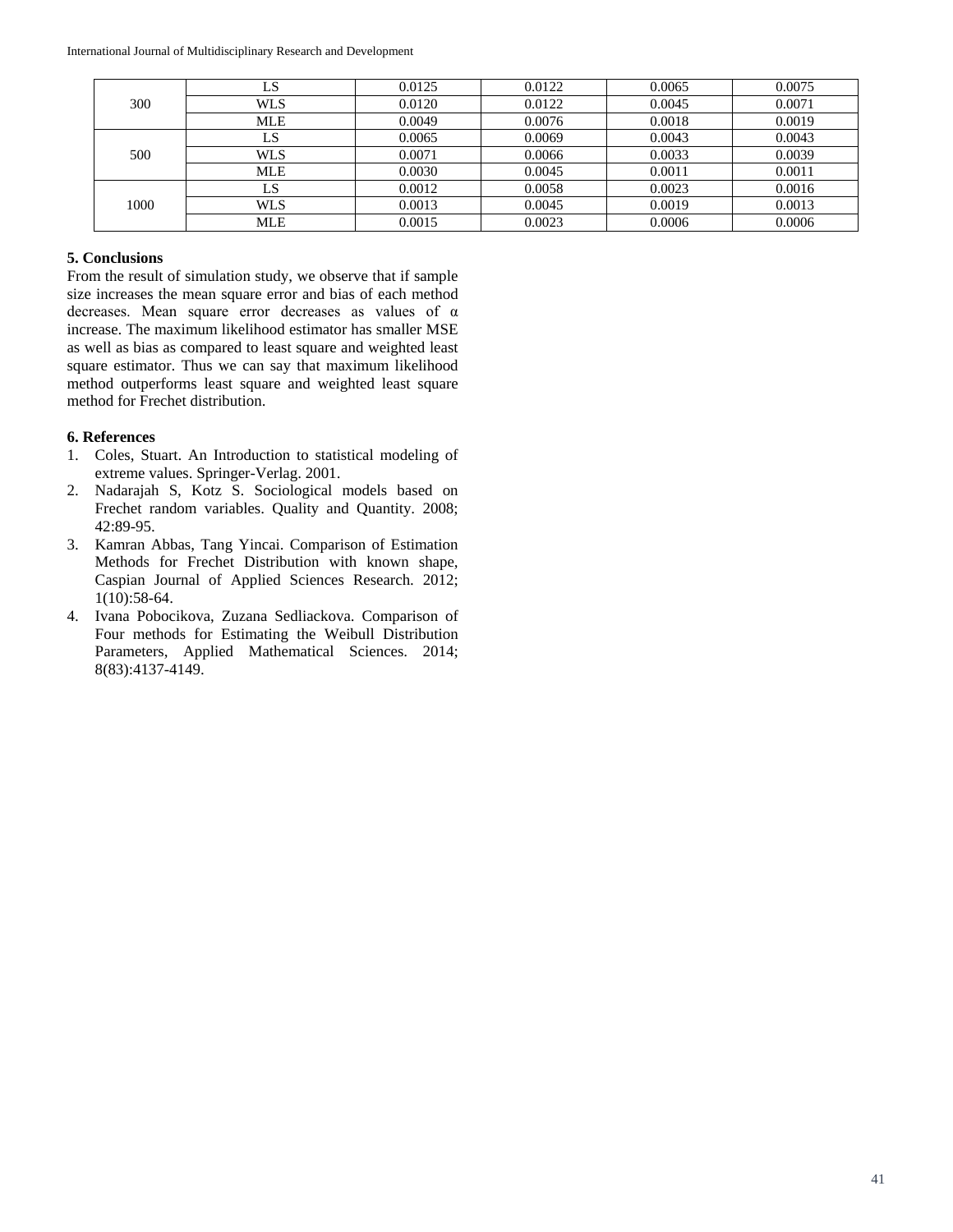| | | | | | |
|---|---|---|---|---|---|
| 300 | LS | 0.0125 | 0.0122 | 0.0065 | 0.0075 |
| | WLS | 0.0120 | 0.0122 | 0.0045 | 0.0071 |
| | MLE | 0.0049 | 0.0076 | 0.0018 | 0.0019 |
| 500 | LS | 0.0065 | 0.0069 | 0.0043 | 0.0043 |
| | WLS | 0.0071 | 0.0066 | 0.0033 | 0.0039 |
| | MLE | 0.0030 | 0.0045 | 0.0011 | 0.0011 |
| 1000 | LS | 0.0012 | 0.0058 | 0.0023 | 0.0016 |
| | WLS | 0.0013 | 0.0045 | 0.0019 | 0.0013 |
| | MLE | 0.0015 | 0.0023 | 0.0006 | 0.0006 |

### 5. Conclusions

From the result of simulation study, we observe that if sample size increases the mean square error and bias of each method decreases. Mean square error decreases as values of $\alpha$ increase. The maximum likelihood estimator has smaller MSE as well as bias as compared to least square and weighted least square estimator. Thus we can say that maximum likelihood method outperforms least square and weighted least square method for Frechet distribution.

### 6. References

1. Coles, Stuart. An Introduction to statistical modeling of extreme values. Springer-Verlag. 2001.
2. Nadarajah S, Kotz S. Sociological models based on Frechet random variables. Quality and Quantity. 2008; 42:89-95.
3. Kamran Abbas, Tang Yincai. Comparison of Estimation Methods for Frechet Distribution with known shape, Caspian Journal of Applied Sciences Research. 2012; 1(10):58-64.
4. Ivana Pobocikova, Zuzana Sedliackova. Comparison of Four methods for Estimating the Weibull Distribution Parameters, Applied Mathematical Sciences. 2014; 8(83):4137-4149.